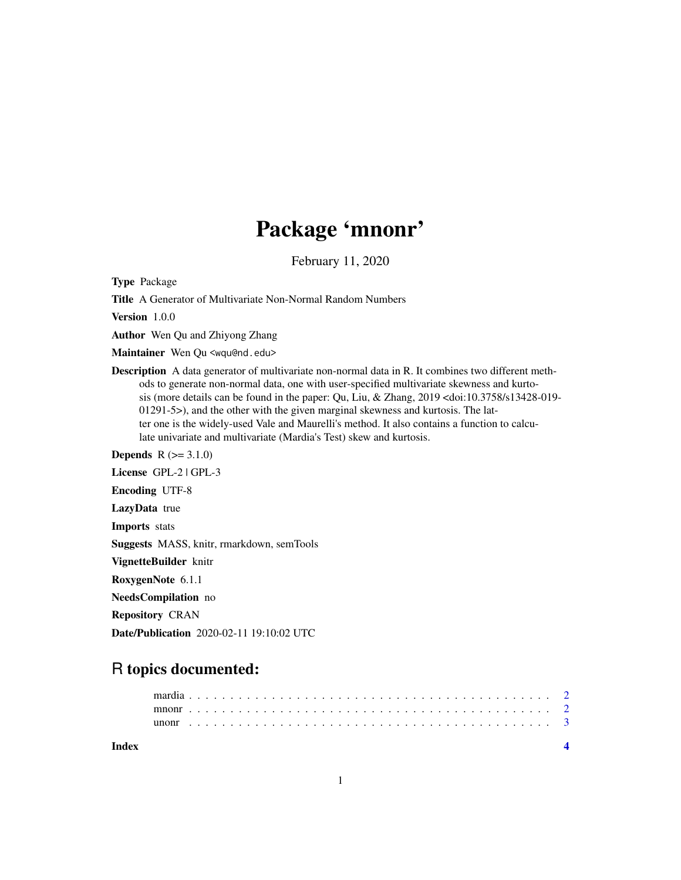# Package 'mnonr'

February 11, 2020

**Type** Package

**Title** A Generator of Multivariate Non-Normal Random Numbers

**Version** 1.0.0

**Author** Wen Qu and Zhiyong Zhang

**Maintainer** Wen Qu <wqu@nd.edu>

**Description** A data generator of multivariate non-normal data in R. It combines two different methods to generate non-normal data, one with user-specified multivariate skewness and kurtosis (more details can be found in the paper: Qu, Liu, & Zhang, 2019 <doi:10.3758/s13428-019-01291-5>), and the other with the given marginal skewness and kurtosis. The latter one is the widely-used Vale and Maurelli's method. It also contains a function to calculate univariate and multivariate (Mardia's Test) skew and kurtosis.

**Depends** R (>= 3.1.0)

**License** GPL-2 | GPL-3

**Encoding** UTF-8

**LazyData** true

**Imports** stats

**Suggests** MASS, knitr, rmarkdown, semTools

**VignetteBuilder** knitr

**RoxygenNote** 6.1.1

**NeedsCompilation** no

**Repository** CRAN

**Date/Publication** 2020-02-11 19:10:02 UTC

## R topics documented:

- mardia . . . . . . . . . . . . . . . . . . . . . . . . . . . . . . . . . . . . . . . . . . 2
- mnonr . . . . . . . . . . . . . . . . . . . . . . . . . . . . . . . . . . . . . . . . . . 2
- unonr . . . . . . . . . . . . . . . . . . . . . . . . . . . . . . . . . . . . . . . . . . 3

**Index** **4**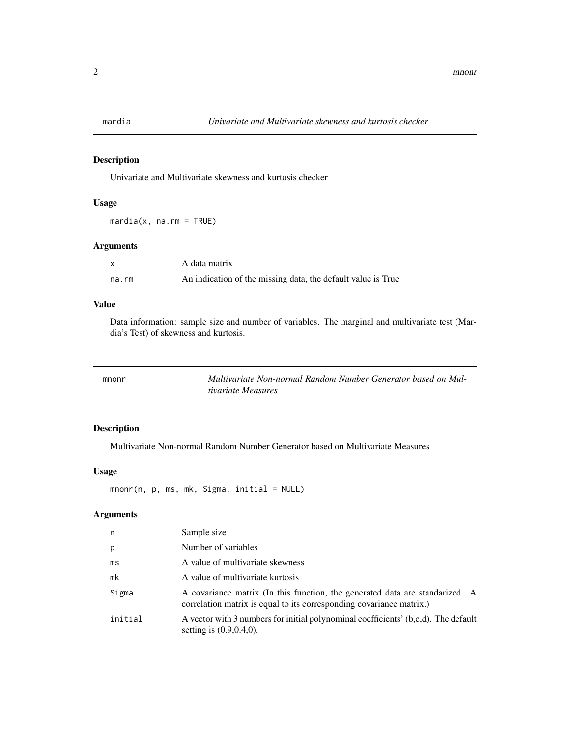## mardia — *Univariate and Multivariate skewness and kurtosis checker*

### Description

Univariate and Multivariate skewness and kurtosis checker

### Usage

```
mardia(x, na.rm = TRUE)
```

### Arguments

| | |
|---|---|
| `x` | A data matrix |
| `na.rm` | An indication of the missing data, the default value is True |

### Value

Data information: sample size and number of variables. The marginal and multivariate test (Mardia's Test) of skewness and kurtosis.

## mnonr — *Multivariate Non-normal Random Number Generator based on Multivariate Measures*

### Description

Multivariate Non-normal Random Number Generator based on Multivariate Measures

### Usage

```
mnonr(n, p, ms, mk, Sigma, initial = NULL)
```

### Arguments

| | |
|---|---|
| `n` | Sample size |
| `p` | Number of variables |
| `ms` | A value of multivariate skewness |
| `mk` | A value of multivariate kurtosis |
| `Sigma` | A covariance matrix (In this function, the generated data are standarized. A correlation matrix is equal to its corresponding covariance matrix.) |
| `initial` | A vector with 3 numbers for initial polynominal coefficients' (b,c,d). The default setting is (0.9,0.4,0). |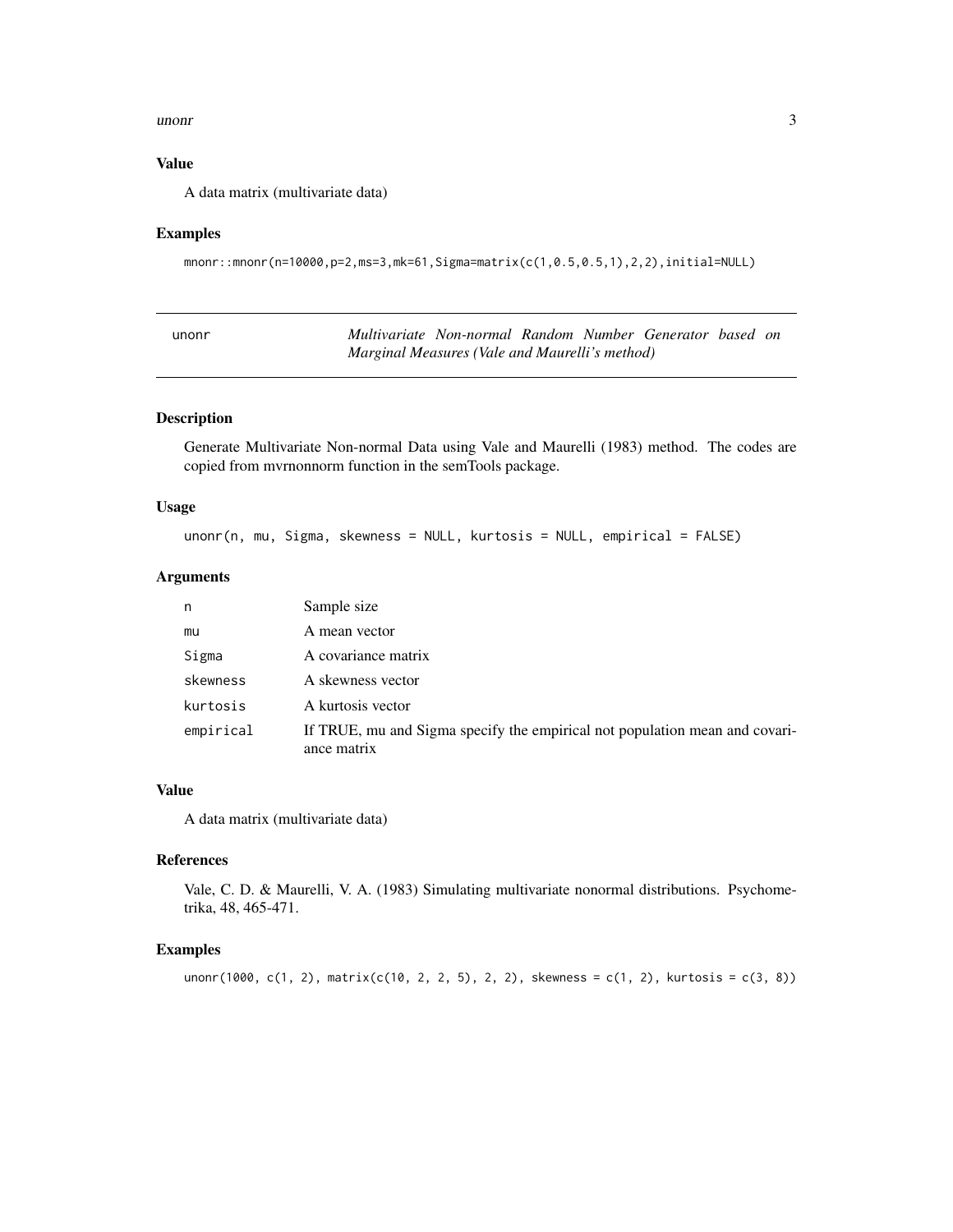### Value

A data matrix (multivariate data)

### Examples

```
mnonr::mnonr(n=10000,p=2,ms=3,mk=61,Sigma=matrix(c(1,0.5,0.5,1),2,2),initial=NULL)
```

---

## unonr — *Multivariate Non-normal Random Number Generator based on Marginal Measures (Vale and Maurelli's method)*

---

### Description

Generate Multivariate Non-normal Data using Vale and Maurelli (1983) method. The codes are copied from mvrnonnorm function in the semTools package.

### Usage

```
unonr(n, mu, Sigma, skewness = NULL, kurtosis = NULL, empirical = FALSE)
```

### Arguments

| | |
|---|---|
| `n` | Sample size |
| `mu` | A mean vector |
| `Sigma` | A covariance matrix |
| `skewness` | A skewness vector |
| `kurtosis` | A kurtosis vector |
| `empirical` | If TRUE, mu and Sigma specify the empirical not population mean and covariance matrix |

### Value

A data matrix (multivariate data)

### References

Vale, C. D. & Maurelli, V. A. (1983) Simulating multivariate nonormal distributions. Psychometrika, 48, 465-471.

### Examples

```
unonr(1000, c(1, 2), matrix(c(10, 2, 2, 5), 2, 2), skewness = c(1, 2), kurtosis = c(3, 8))
```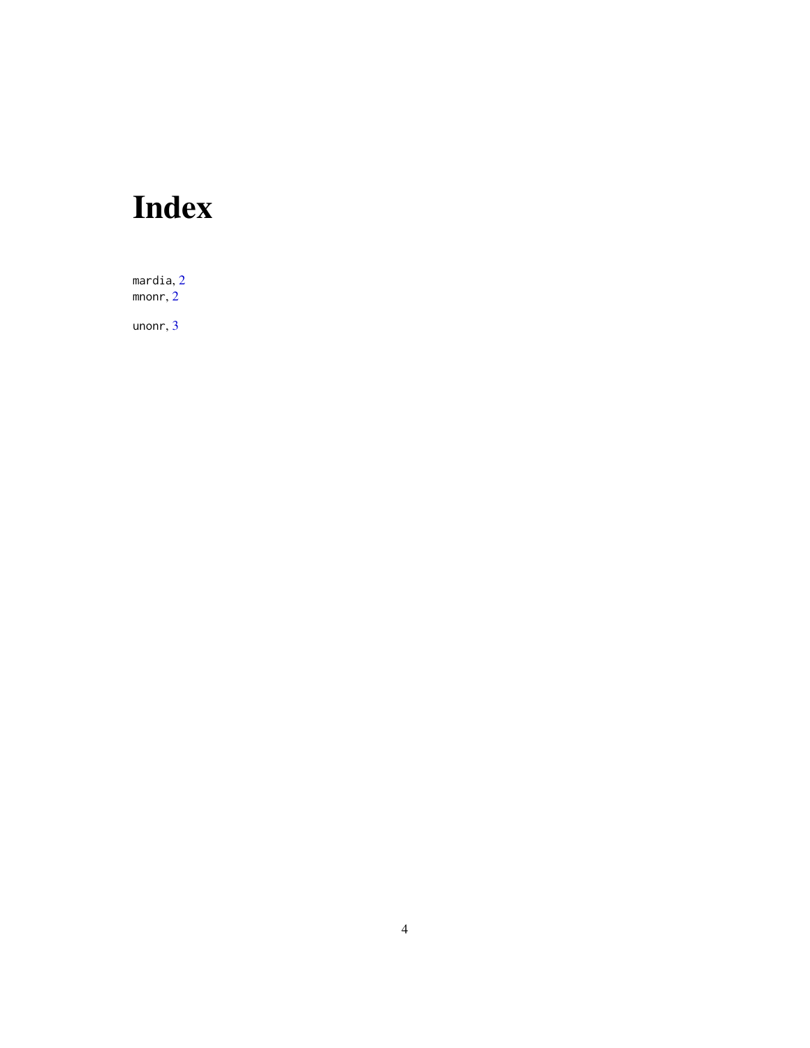# Index

mardia, 2
mnonr, 2

unonr, 3